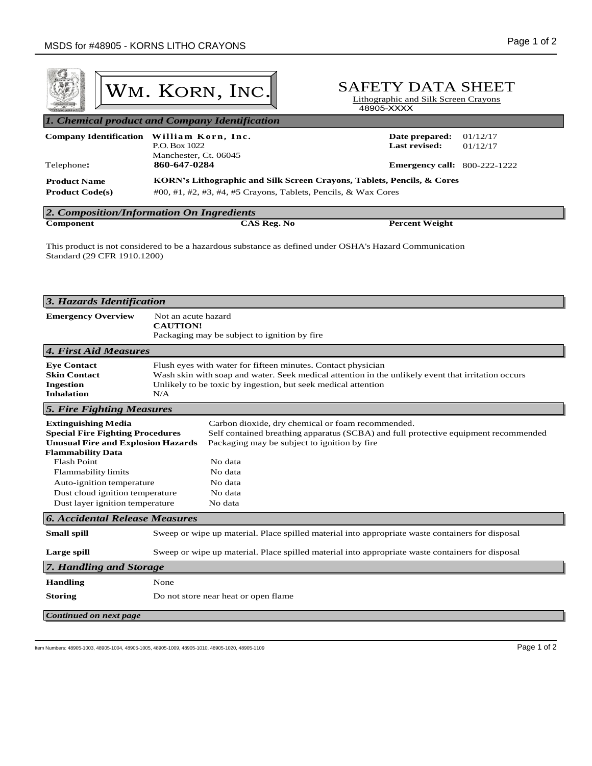# WM. KORN, INC.

## SAFETY DATA SHEET

Lithographic and Silk Screen Crayons
48905-XXXX

### *1. Chemical product and Company Identification*

| | | | |
|---|---|---|---|
| **Company Identification** | **William Korn, Inc.** P.O. Box 1022 Manchester, Ct. 06045 | **Date prepared:** | 01/12/17 |
| | | **Last revised:** | 01/12/17 |
| Telephone**:** | **860-647-0284** | **Emergency call:** | 800-222-1222 |
| **Product Name** | **KORN's Lithographic and Silk Screen Crayons, Tablets, Pencils, & Cores** | | |
| **Product Code(s)** | #00, #1, #2, #3, #4, #5 Crayons, Tablets, Pencils, & Wax Cores | | |

### *2. Composition/Information On Ingredients*

| **Component** | **CAS Reg. No** | **Percent Weight** |
|---|---|---|

This product is not considered to be a hazardous substance as defined under OSHA's Hazard Communication Standard (29 CFR 1910.1200)

### *3. Hazards Identification*

**Emergency Overview** Not an acute hazard
**CAUTION!**
Packaging may be subject to ignition by fire

### *4. First Aid Measures*

| | |
|---|---|
| **Eye Contact** | Flush eyes with water for fifteen minutes. Contact physician |
| **Skin Contact** | Wash skin with soap and water. Seek medical attention in the unlikely event that irritation occurs |
| **Ingestion** | Unlikely to be toxic by ingestion, but seek medical attention |
| **Inhalation** | N/A |

### *5. Fire Fighting Measures*

| | |
|---|---|
| **Extinguishing Media** | Carbon dioxide, dry chemical or foam recommended. |
| **Special Fire Fighting Procedures** | Self contained breathing apparatus (SCBA) and full protective equipment recommended |
| **Unusual Fire and Explosion Hazards** | Packaging may be subject to ignition by fire |
| **Flammability Data** | |
| Flash Point | No data |
| Flammability limits | No data |
| Auto-ignition temperature | No data |
| Dust cloud ignition temperature | No data |
| Dust layer ignition temperature | No data |

### *6. Accidental Release Measures*

| | |
|---|---|
| **Small spill** | Sweep or wipe up material. Place spilled material into appropriate waste containers for disposal |
| **Large spill** | Sweep or wipe up material. Place spilled material into appropriate waste containers for disposal |

### *7. Handling and Storage*

| | |
|---|---|
| **Handling** | None |
| **Storing** | Do not store near heat or open flame |

*Continued on next page*

Item Numbers: 48905-1003, 48905-1004, 48905-1005, 48905-1009, 48905-1010, 48905-1020, 48905-1109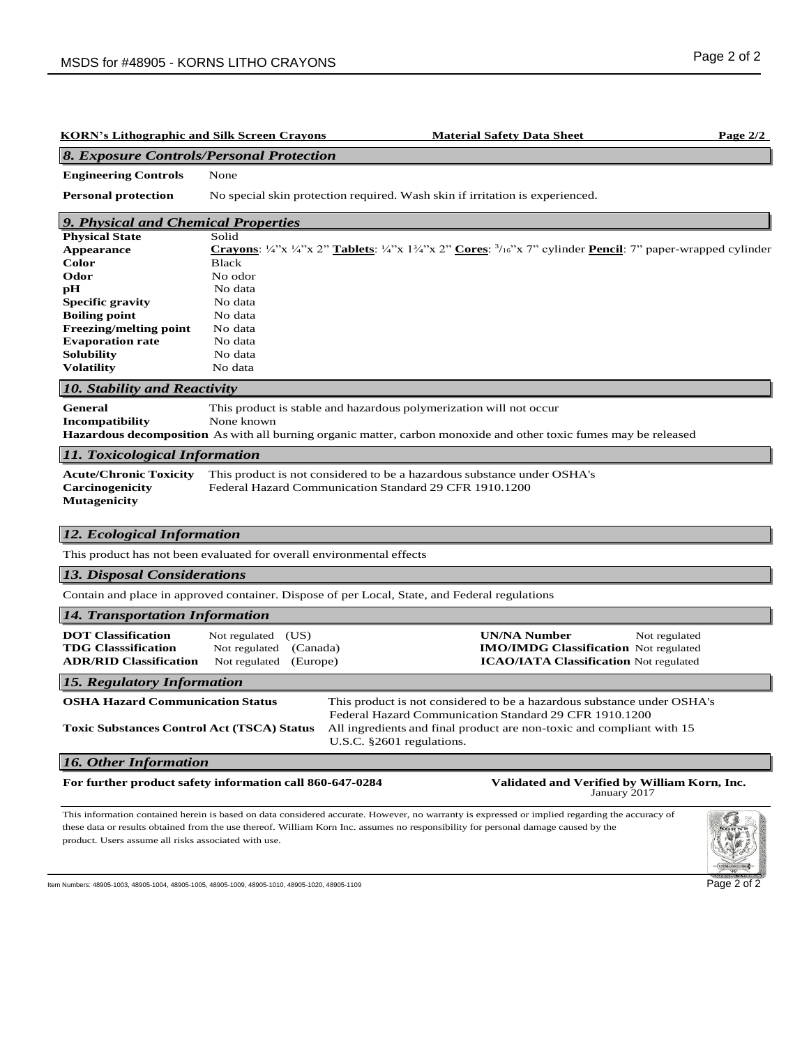**KORN's Lithographic and Silk Screen Crayons** **Material Safety Data Sheet**

## *8. Exposure Controls/Personal Protection*

| | |
|---|---|
| **Engineering Controls** | None |
| **Personal protection** | No special skin protection required. Wash skin if irritation is experienced. |

## *9. Physical and Chemical Properties*

| | |
|---|---|
| **Physical State** | Solid |
| **Appearance** | **Crayons**: ¼"x ¼"x 2" **Tablets**: ¼"x 1¾"x 2" **Cores**: $^{3}/_{16}$"x 7" cylinder **Pencil**: 7" paper-wrapped cylinder |
| **Color** | Black |
| **Odor** | No odor |
| **pH** | No data |
| **Specific gravity** | No data |
| **Boiling point** | No data |
| **Freezing/melting point** | No data |
| **Evaporation rate** | No data |
| **Solubility** | No data |
| **Volatility** | No data |

## *10. Stability and Reactivity*

| | |
|---|---|
| **General** | This product is stable and hazardous polymerization will not occur |
| **Incompatibility** | None known |

**Hazardous decomposition** As with all burning organic matter, carbon monoxide and other toxic fumes may be released

## *11. Toxicological Information*

**Acute/Chronic Toxicity**
**Carcinogenicity**
**Mutagenicity**

This product is not considered to be a hazardous substance under OSHA's Federal Hazard Communication Standard 29 CFR 1910.1200

## *12. Ecological Information*

This product has not been evaluated for overall environmental effects

## *13. Disposal Considerations*

Contain and place in approved container. Dispose of per Local, State, and Federal regulations

## *14. Transportation Information*

| | | | |
|---|---|---|---|
| **DOT Classification** | Not regulated (US) | **UN/NA Number** | Not regulated |
| **TDG Classsification** | Not regulated (Canada) | **IMO/IMDG Classification** | Not regulated |
| **ADR/RID Classification** | Not regulated (Europe) | **ICAO/IATA Classification** | Not regulated |

## *15. Regulatory Information*

| | |
|---|---|
| **OSHA Hazard Communication Status** | This product is not considered to be a hazardous substance under OSHA's Federal Hazard Communication Standard 29 CFR 1910.1200 |
| **Toxic Substances Control Act (TSCA) Status** | All ingredients and final product are non-toxic and compliant with 15 U.S.C. §2601 regulations. |

## *16. Other Information*

**For further product safety information call 860-647-0284**

**Validated and Verified by William Korn, Inc.**
January 2017

This information contained herein is based on data considered accurate. However, no warranty is expressed or implied regarding the accuracy of these data or results obtained from the use thereof. William Korn Inc. assumes no responsibility for personal damage caused by the product. Users assume all risks associated with use.

Item Numbers: 48905-1003, 48905-1004, 48905-1005, 48905-1009, 48905-1010, 48905-1020, 48905-1109